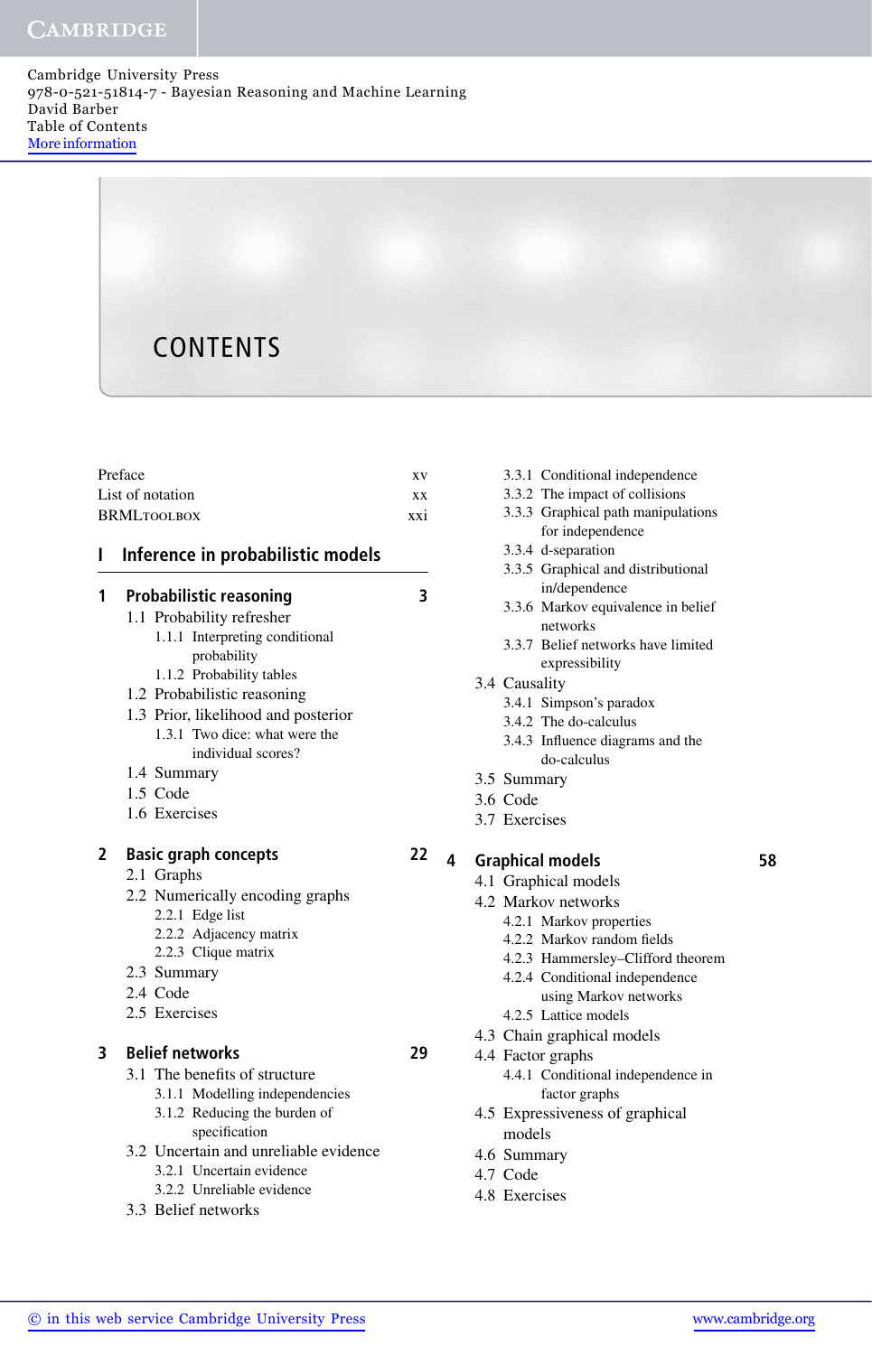Cambridge University Press
978-0-521-51814-7 - Bayesian Reasoning and Machine Learning
David Barber
Table of Contents
More information

# CONTENTS

Preface xv
List of notation xx
BRMLtoolbox xxi

## I Inference in probabilistic models

### 1 Probabilistic reasoning 3

- 1.1 Probability refresher
  - 1.1.1 Interpreting conditional probability
  - 1.1.2 Probability tables
- 1.2 Probabilistic reasoning
- 1.3 Prior, likelihood and posterior
  - 1.3.1 Two dice: what were the individual scores?
- 1.4 Summary
- 1.5 Code
- 1.6 Exercises

### 2 Basic graph concepts 22

- 2.1 Graphs
- 2.2 Numerically encoding graphs
  - 2.2.1 Edge list
  - 2.2.2 Adjacency matrix
  - 2.2.3 Clique matrix
- 2.3 Summary
- 2.4 Code
- 2.5 Exercises

### 3 Belief networks 29

- 3.1 The benefits of structure
  - 3.1.1 Modelling independencies
  - 3.1.2 Reducing the burden of specification
- 3.2 Uncertain and unreliable evidence
  - 3.2.1 Uncertain evidence
  - 3.2.2 Unreliable evidence
- 3.3 Belief networks
  - 3.3.1 Conditional independence
  - 3.3.2 The impact of collisions
  - 3.3.3 Graphical path manipulations for independence
  - 3.3.4 d-separation
  - 3.3.5 Graphical and distributional in/dependence
  - 3.3.6 Markov equivalence in belief networks
  - 3.3.7 Belief networks have limited expressibility
- 3.4 Causality
  - 3.4.1 Simpson's paradox
  - 3.4.2 The do-calculus
  - 3.4.3 Influence diagrams and the do-calculus
- 3.5 Summary
- 3.6 Code
- 3.7 Exercises

### 4 Graphical models 58

- 4.1 Graphical models
- 4.2 Markov networks
  - 4.2.1 Markov properties
  - 4.2.2 Markov random fields
  - 4.2.3 Hammersley–Clifford theorem
  - 4.2.4 Conditional independence using Markov networks
  - 4.2.5 Lattice models
- 4.3 Chain graphical models
- 4.4 Factor graphs
  - 4.4.1 Conditional independence in factor graphs
- 4.5 Expressiveness of graphical models
- 4.6 Summary
- 4.7 Code
- 4.8 Exercises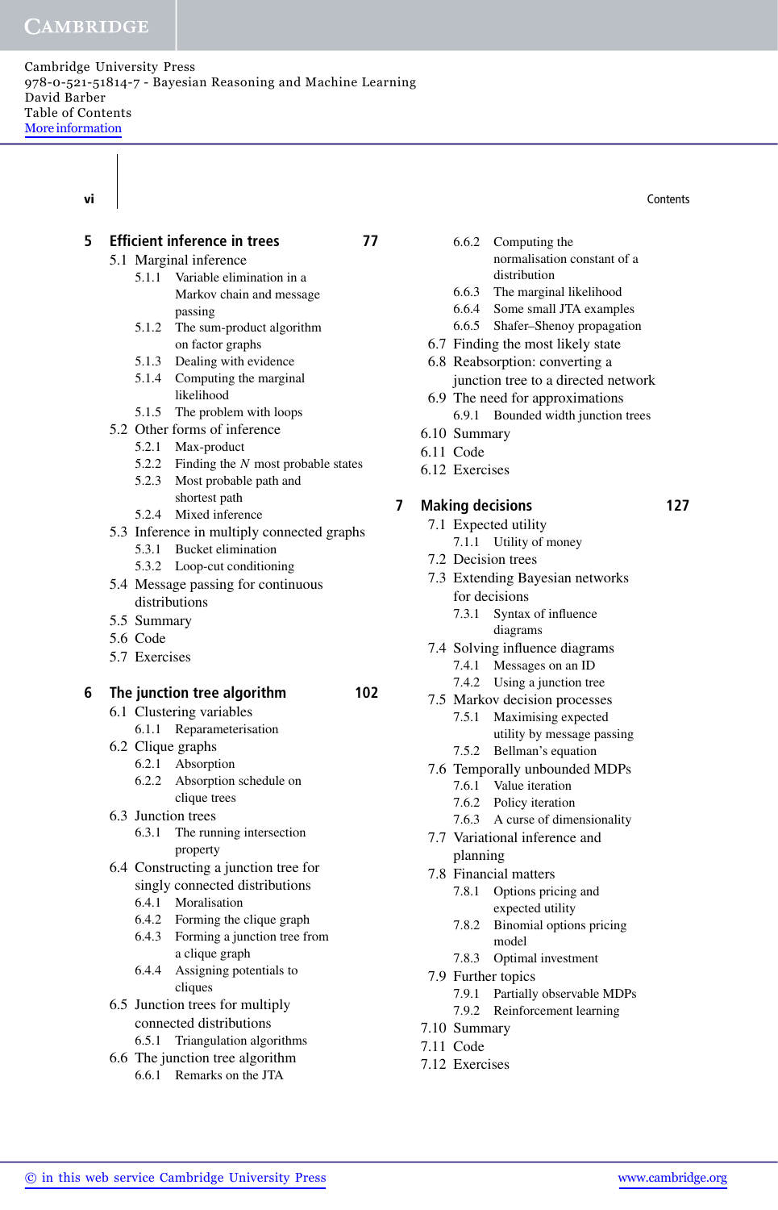Cambridge University Press
978-0-521-51814-7 - Bayesian Reasoning and Machine Learning
David Barber
Table of Contents
More information

**5 Efficient inference in trees** 77

- 5.1 Marginal inference
  - 5.1.1 Variable elimination in a Markov chain and message passing
  - 5.1.2 The sum-product algorithm on factor graphs
  - 5.1.3 Dealing with evidence
  - 5.1.4 Computing the marginal likelihood
  - 5.1.5 The problem with loops
- 5.2 Other forms of inference
  - 5.2.1 Max-product
  - 5.2.2 Finding the $N$ most probable states
  - 5.2.3 Most probable path and shortest path
  - 5.2.4 Mixed inference
- 5.3 Inference in multiply connected graphs
  - 5.3.1 Bucket elimination
  - 5.3.2 Loop-cut conditioning
- 5.4 Message passing for continuous distributions
- 5.5 Summary
- 5.6 Code
- 5.7 Exercises

**6 The junction tree algorithm** 102

- 6.1 Clustering variables
  - 6.1.1 Reparameterisation
- 6.2 Clique graphs
  - 6.2.1 Absorption
  - 6.2.2 Absorption schedule on clique trees
- 6.3 Junction trees
  - 6.3.1 The running intersection property
- 6.4 Constructing a junction tree for singly connected distributions
  - 6.4.1 Moralisation
  - 6.4.2 Forming the clique graph
  - 6.4.3 Forming a junction tree from a clique graph
  - 6.4.4 Assigning potentials to cliques
- 6.5 Junction trees for multiply connected distributions
  - 6.5.1 Triangulation algorithms
- 6.6 The junction tree algorithm
  - 6.6.1 Remarks on the JTA
  - 6.6.2 Computing the normalisation constant of a distribution
  - 6.6.3 The marginal likelihood
  - 6.6.4 Some small JTA examples
  - 6.6.5 Shafer–Shenoy propagation
- 6.7 Finding the most likely state
- 6.8 Reabsorption: converting a junction tree to a directed network
- 6.9 The need for approximations
  - 6.9.1 Bounded width junction trees
- 6.10 Summary
- 6.11 Code
- 6.12 Exercises

**7 Making decisions** 127

- 7.1 Expected utility
  - 7.1.1 Utility of money
- 7.2 Decision trees
- 7.3 Extending Bayesian networks for decisions
  - 7.3.1 Syntax of influence diagrams
- 7.4 Solving influence diagrams
  - 7.4.1 Messages on an ID
  - 7.4.2 Using a junction tree
- 7.5 Markov decision processes
  - 7.5.1 Maximising expected utility by message passing
  - 7.5.2 Bellman's equation
- 7.6 Temporally unbounded MDPs
  - 7.6.1 Value iteration
  - 7.6.2 Policy iteration
  - 7.6.3 A curse of dimensionality
- 7.7 Variational inference and planning
- 7.8 Financial matters
  - 7.8.1 Options pricing and expected utility
  - 7.8.2 Binomial options pricing model
  - 7.8.3 Optimal investment
- 7.9 Further topics
  - 7.9.1 Partially observable MDPs
  - 7.9.2 Reinforcement learning
- 7.10 Summary
- 7.11 Code
- 7.12 Exercises

© in this web service Cambridge University Press www.cambridge.org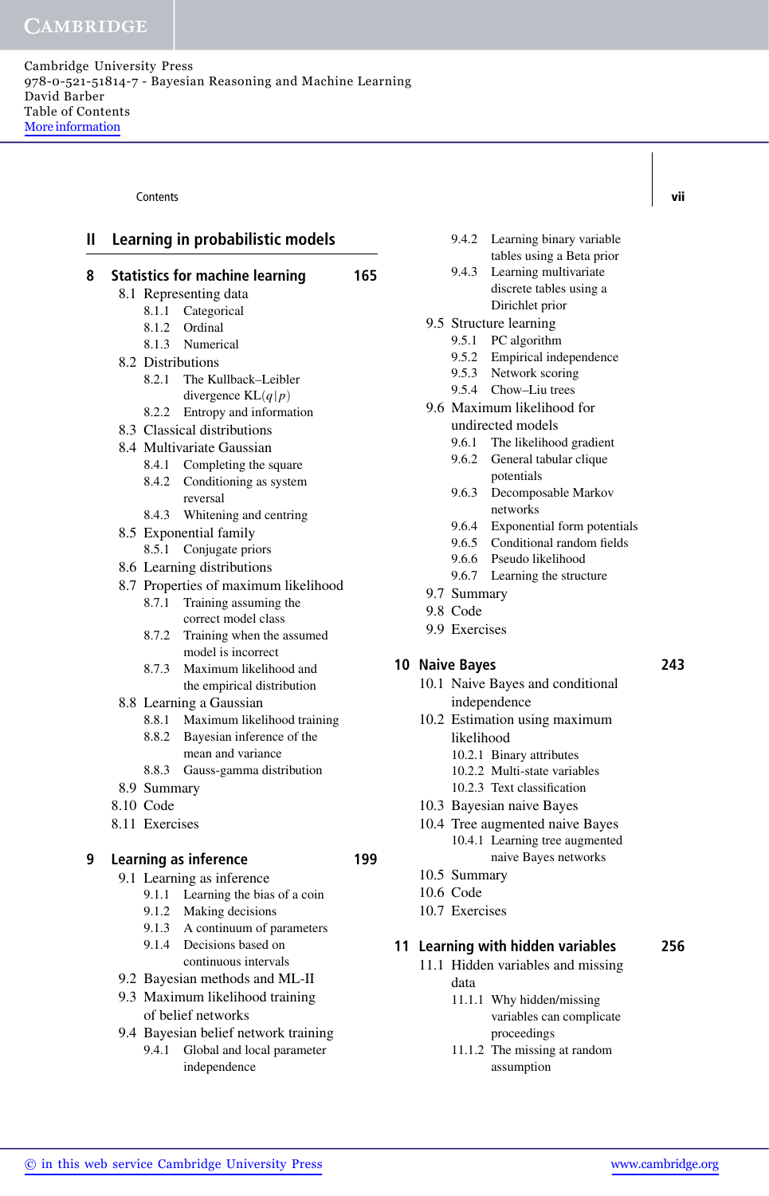## II Learning in probabilistic models

**8 Statistics for machine learning** 165

- 8.1 Representing data
  - 8.1.1 Categorical
  - 8.1.2 Ordinal
  - 8.1.3 Numerical
- 8.2 Distributions
  - 8.2.1 The Kullback–Leibler divergence $\mathrm{KL}(q|p)$
  - 8.2.2 Entropy and information
- 8.3 Classical distributions
- 8.4 Multivariate Gaussian
  - 8.4.1 Completing the square
  - 8.4.2 Conditioning as system reversal
  - 8.4.3 Whitening and centring
- 8.5 Exponential family
  - 8.5.1 Conjugate priors
- 8.6 Learning distributions
- 8.7 Properties of maximum likelihood
  - 8.7.1 Training assuming the correct model class
  - 8.7.2 Training when the assumed model is incorrect
  - 8.7.3 Maximum likelihood and the empirical distribution
- 8.8 Learning a Gaussian
  - 8.8.1 Maximum likelihood training
  - 8.8.2 Bayesian inference of the mean and variance
  - 8.8.3 Gauss-gamma distribution
- 8.9 Summary
- 8.10 Code
- 8.11 Exercises

**9 Learning as inference** 199

- 9.1 Learning as inference
  - 9.1.1 Learning the bias of a coin
  - 9.1.2 Making decisions
  - 9.1.3 A continuum of parameters
  - 9.1.4 Decisions based on continuous intervals
- 9.2 Bayesian methods and ML-II
- 9.3 Maximum likelihood training of belief networks
- 9.4 Bayesian belief network training
  - 9.4.1 Global and local parameter independence
  - 9.4.2 Learning binary variable tables using a Beta prior
  - 9.4.3 Learning multivariate discrete tables using a Dirichlet prior
- 9.5 Structure learning
  - 9.5.1 PC algorithm
  - 9.5.2 Empirical independence
  - 9.5.3 Network scoring
  - 9.5.4 Chow–Liu trees
- 9.6 Maximum likelihood for undirected models
  - 9.6.1 The likelihood gradient
  - 9.6.2 General tabular clique potentials
  - 9.6.3 Decomposable Markov networks
  - 9.6.4 Exponential form potentials
  - 9.6.5 Conditional random fields
  - 9.6.6 Pseudo likelihood
  - 9.6.7 Learning the structure
- 9.7 Summary
- 9.8 Code
- 9.9 Exercises

**10 Naive Bayes** 243

- 10.1 Naive Bayes and conditional independence
- 10.2 Estimation using maximum likelihood
  - 10.2.1 Binary attributes
  - 10.2.2 Multi-state variables
  - 10.2.3 Text classification
- 10.3 Bayesian naive Bayes
- 10.4 Tree augmented naive Bayes
  - 10.4.1 Learning tree augmented naive Bayes networks
- 10.5 Summary
- 10.6 Code
- 10.7 Exercises

**11 Learning with hidden variables** 256

- 11.1 Hidden variables and missing data
  - 11.1.1 Why hidden/missing variables can complicate proceedings
  - 11.1.2 The missing at random assumption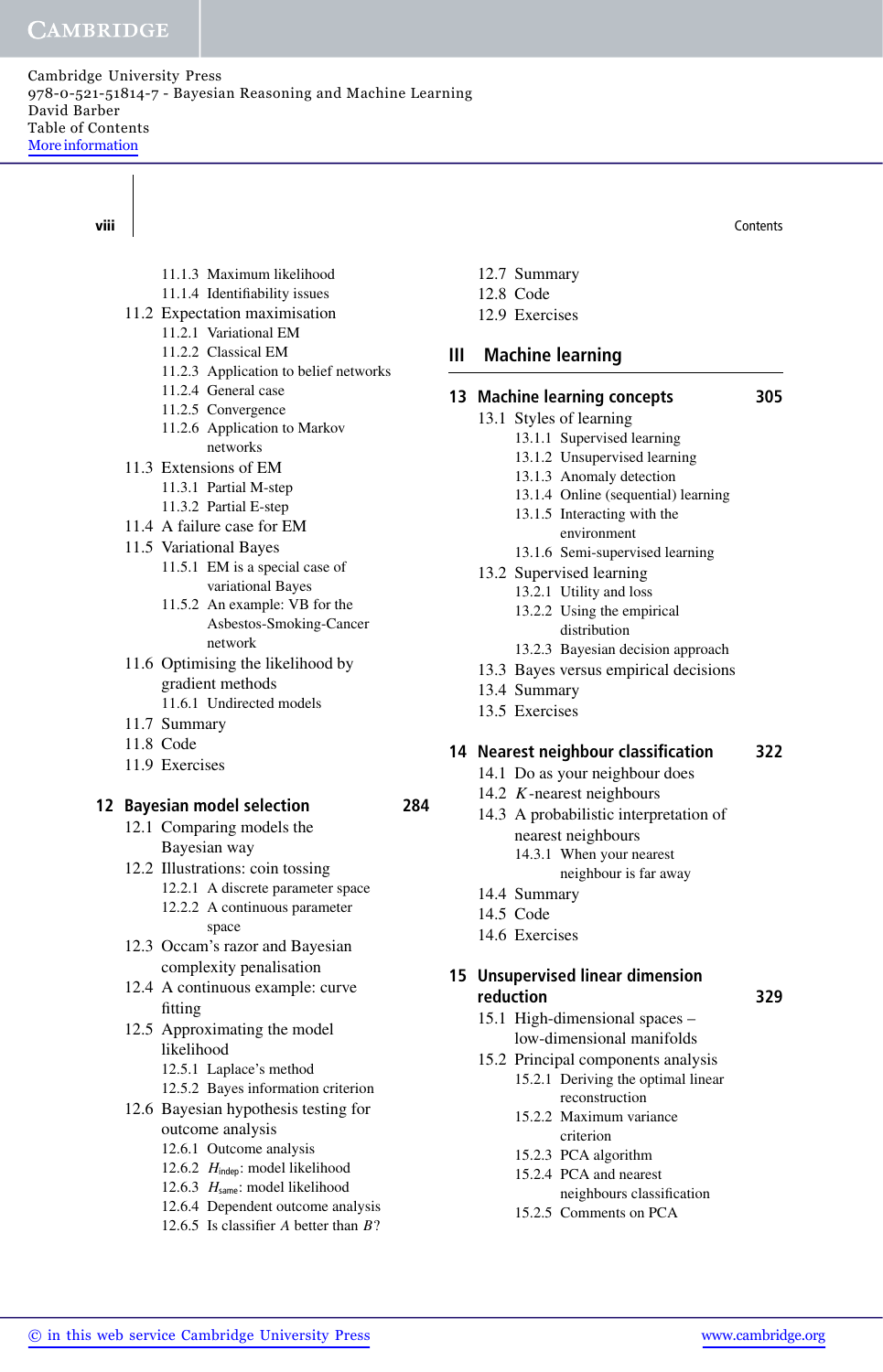11.1.3 Maximum likelihood
11.1.4 Identifiability issues

11.2 Expectation maximisation
- 11.2.1 Variational EM
- 11.2.2 Classical EM
- 11.2.3 Application to belief networks
- 11.2.4 General case
- 11.2.5 Convergence
- 11.2.6 Application to Markov networks

11.3 Extensions of EM
- 11.3.1 Partial M-step
- 11.3.2 Partial E-step

11.4 A failure case for EM

11.5 Variational Bayes
- 11.5.1 EM is a special case of variational Bayes
- 11.5.2 An example: VB for the Asbestos-Smoking-Cancer network

11.6 Optimising the likelihood by gradient methods
- 11.6.1 Undirected models

11.7 Summary

11.8 Code

11.9 Exercises

## 12 Bayesian model selection — 284

12.1 Comparing models the Bayesian way

12.2 Illustrations: coin tossing
- 12.2.1 A discrete parameter space
- 12.2.2 A continuous parameter space

12.3 Occam's razor and Bayesian complexity penalisation

12.4 A continuous example: curve fitting

12.5 Approximating the model likelihood
- 12.5.1 Laplace's method
- 12.5.2 Bayes information criterion

12.6 Bayesian hypothesis testing for outcome analysis
- 12.6.1 Outcome analysis
- 12.6.2 $H_{\text{indep}}$: model likelihood
- 12.6.3 $H_{\text{same}}$: model likelihood
- 12.6.4 Dependent outcome analysis
- 12.6.5 Is classifier $A$ better than $B$?

12.7 Summary

12.8 Code

12.9 Exercises

# III Machine learning

## 13 Machine learning concepts — 305

13.1 Styles of learning
- 13.1.1 Supervised learning
- 13.1.2 Unsupervised learning
- 13.1.3 Anomaly detection
- 13.1.4 Online (sequential) learning
- 13.1.5 Interacting with the environment
- 13.1.6 Semi-supervised learning

13.2 Supervised learning
- 13.2.1 Utility and loss
- 13.2.2 Using the empirical distribution
- 13.2.3 Bayesian decision approach

13.3 Bayes versus empirical decisions

13.4 Summary

13.5 Exercises

## 14 Nearest neighbour classification — 322

14.1 Do as your neighbour does

14.2 $K$-nearest neighbours

14.3 A probabilistic interpretation of nearest neighbours
- 14.3.1 When your nearest neighbour is far away

14.4 Summary

14.5 Code

14.6 Exercises

## 15 Unsupervised linear dimension reduction — 329

15.1 High-dimensional spaces – low-dimensional manifolds

15.2 Principal components analysis
- 15.2.1 Deriving the optimal linear reconstruction
- 15.2.2 Maximum variance criterion
- 15.2.3 PCA algorithm
- 15.2.4 PCA and nearest neighbours classification
- 15.2.5 Comments on PCA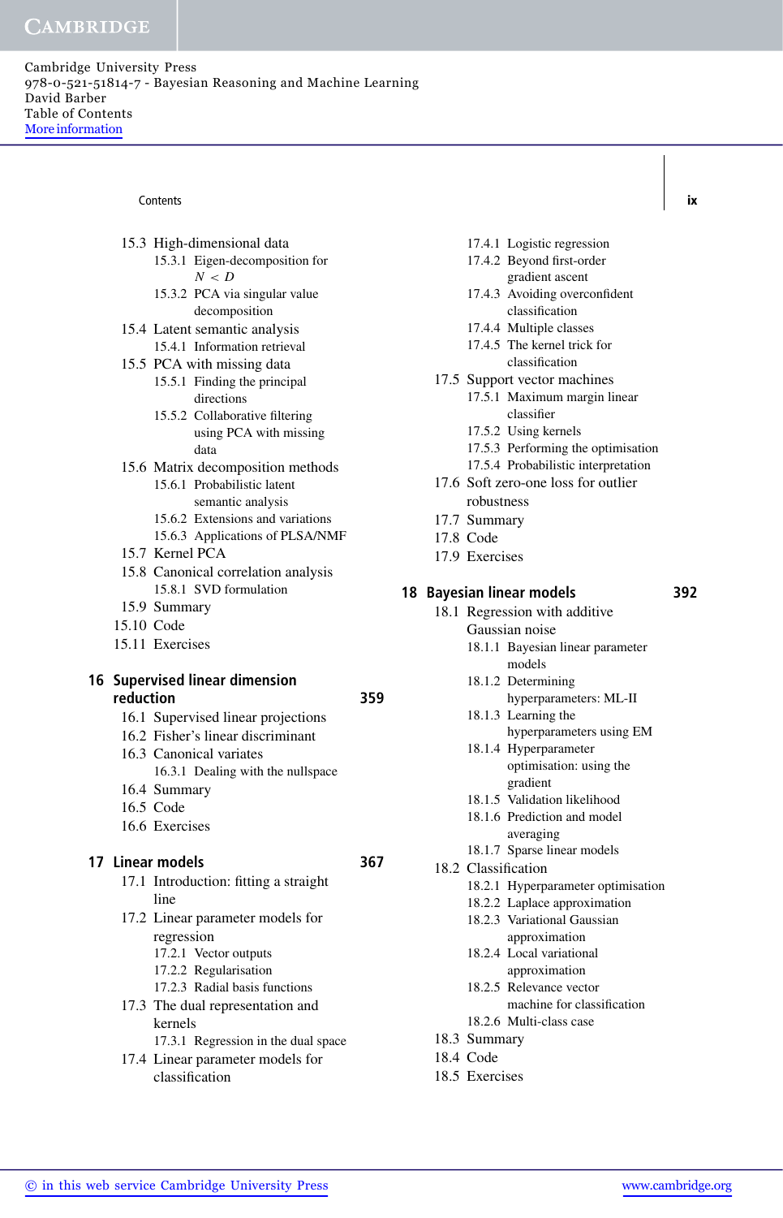Cambridge University Press
978-0-521-51814-7 - Bayesian Reasoning and Machine Learning
David Barber
Table of Contents
More information

15.3 High-dimensional data
 15.3.1 Eigen-decomposition for $N < D$
 15.3.2 PCA via singular value decomposition
15.4 Latent semantic analysis
 15.4.1 Information retrieval
15.5 PCA with missing data
 15.5.1 Finding the principal directions
 15.5.2 Collaborative filtering using PCA with missing data
15.6 Matrix decomposition methods
 15.6.1 Probabilistic latent semantic analysis
 15.6.2 Extensions and variations
 15.6.3 Applications of PLSA/NMF
15.7 Kernel PCA
15.8 Canonical correlation analysis
 15.8.1 SVD formulation
15.9 Summary
15.10 Code
15.11 Exercises

**16 Supervised linear dimension reduction** **359**

16.1 Supervised linear projections
16.2 Fisher's linear discriminant
16.3 Canonical variates
 16.3.1 Dealing with the nullspace
16.4 Summary
16.5 Code
16.6 Exercises

**17 Linear models** **367**

17.1 Introduction: fitting a straight line
17.2 Linear parameter models for regression
 17.2.1 Vector outputs
 17.2.2 Regularisation
 17.2.3 Radial basis functions
17.3 The dual representation and kernels
 17.3.1 Regression in the dual space
17.4 Linear parameter models for classification
 17.4.1 Logistic regression
 17.4.2 Beyond first-order gradient ascent
 17.4.3 Avoiding overconfident classification
 17.4.4 Multiple classes
 17.4.5 The kernel trick for classification
17.5 Support vector machines
 17.5.1 Maximum margin linear classifier
 17.5.2 Using kernels
 17.5.3 Performing the optimisation
 17.5.4 Probabilistic interpretation
17.6 Soft zero-one loss for outlier robustness
17.7 Summary
17.8 Code
17.9 Exercises

**18 Bayesian linear models** **392**

18.1 Regression with additive Gaussian noise
 18.1.1 Bayesian linear parameter models
 18.1.2 Determining hyperparameters: ML-II
 18.1.3 Learning the hyperparameters using EM
 18.1.4 Hyperparameter optimisation: using the gradient
 18.1.5 Validation likelihood
 18.1.6 Prediction and model averaging
 18.1.7 Sparse linear models
18.2 Classification
 18.2.1 Hyperparameter optimisation
 18.2.2 Laplace approximation
 18.2.3 Variational Gaussian approximation
 18.2.4 Local variational approximation
 18.2.5 Relevance vector machine for classification
 18.2.6 Multi-class case
18.3 Summary
18.4 Code
18.5 Exercises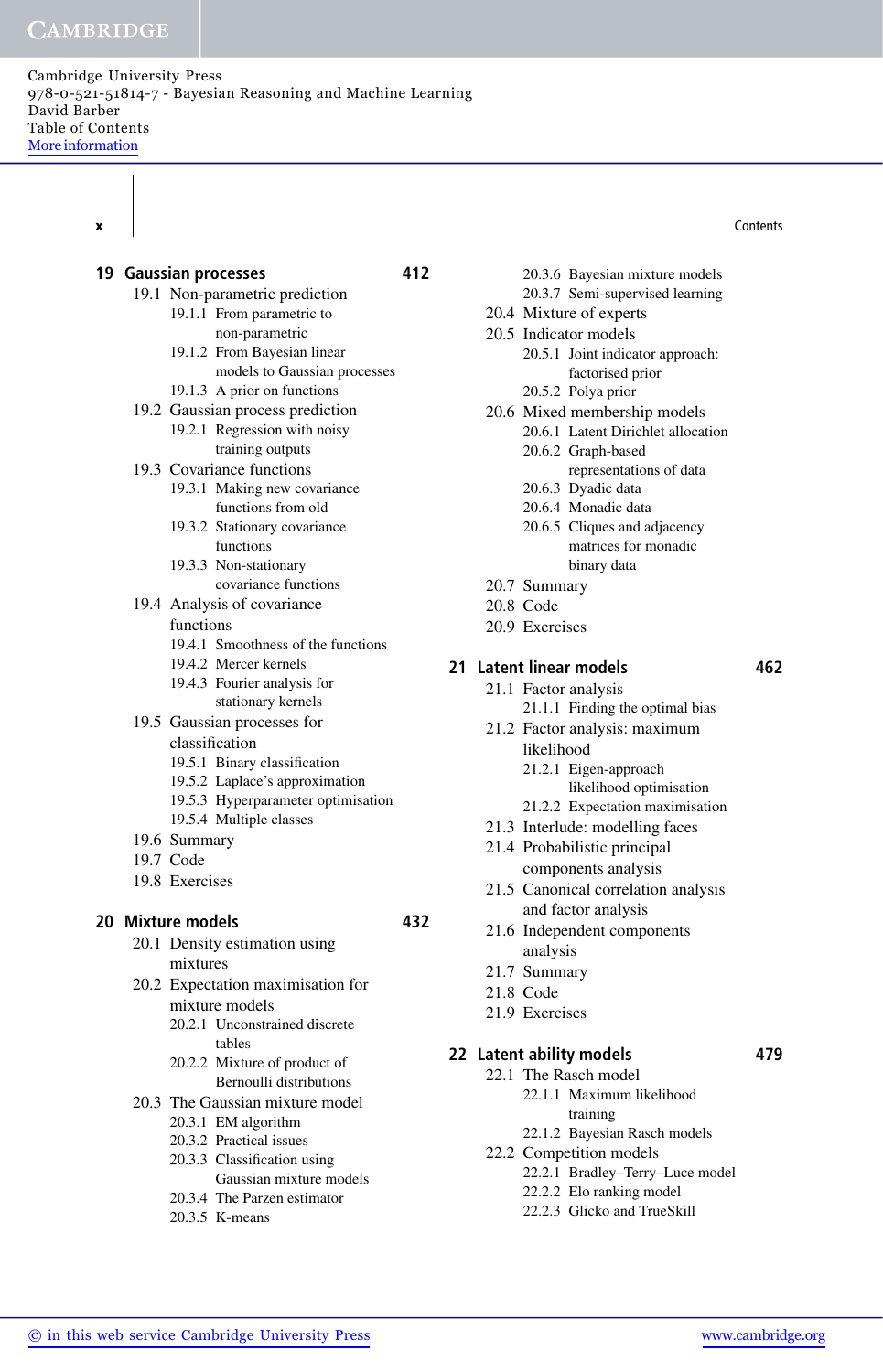**19 Gaussian processes** 412

- 19.1 Non-parametric prediction
  - 19.1.1 From parametric to non-parametric
  - 19.1.2 From Bayesian linear models to Gaussian processes
  - 19.1.3 A prior on functions
- 19.2 Gaussian process prediction
  - 19.2.1 Regression with noisy training outputs
- 19.3 Covariance functions
  - 19.3.1 Making new covariance functions from old
  - 19.3.2 Stationary covariance functions
  - 19.3.3 Non-stationary covariance functions
- 19.4 Analysis of covariance functions
  - 19.4.1 Smoothness of the functions
  - 19.4.2 Mercer kernels
  - 19.4.3 Fourier analysis for stationary kernels
- 19.5 Gaussian processes for classification
  - 19.5.1 Binary classification
  - 19.5.2 Laplace's approximation
  - 19.5.3 Hyperparameter optimisation
  - 19.5.4 Multiple classes
- 19.6 Summary
- 19.7 Code
- 19.8 Exercises

**20 Mixture models** 432

- 20.1 Density estimation using mixtures
- 20.2 Expectation maximisation for mixture models
  - 20.2.1 Unconstrained discrete tables
  - 20.2.2 Mixture of product of Bernoulli distributions
- 20.3 The Gaussian mixture model
  - 20.3.1 EM algorithm
  - 20.3.2 Practical issues
  - 20.3.3 Classification using Gaussian mixture models
  - 20.3.4 The Parzen estimator
  - 20.3.5 K-means
  - 20.3.6 Bayesian mixture models
  - 20.3.7 Semi-supervised learning
- 20.4 Mixture of experts
- 20.5 Indicator models
  - 20.5.1 Joint indicator approach: factorised prior
  - 20.5.2 Polya prior
- 20.6 Mixed membership models
  - 20.6.1 Latent Dirichlet allocation
  - 20.6.2 Graph-based representations of data
  - 20.6.3 Dyadic data
  - 20.6.4 Monadic data
  - 20.6.5 Cliques and adjacency matrices for monadic binary data
- 20.7 Summary
- 20.8 Code
- 20.9 Exercises

**21 Latent linear models** 462

- 21.1 Factor analysis
  - 21.1.1 Finding the optimal bias
- 21.2 Factor analysis: maximum likelihood
  - 21.2.1 Eigen-approach likelihood optimisation
  - 21.2.2 Expectation maximisation
- 21.3 Interlude: modelling faces
- 21.4 Probabilistic principal components analysis
- 21.5 Canonical correlation analysis and factor analysis
- 21.6 Independent components analysis
- 21.7 Summary
- 21.8 Code
- 21.9 Exercises

**22 Latent ability models** 479

- 22.1 The Rasch model
  - 22.1.1 Maximum likelihood training
  - 22.1.2 Bayesian Rasch models
- 22.2 Competition models
  - 22.2.1 Bradley–Terry–Luce model
  - 22.2.2 Elo ranking model
  - 22.2.3 Glicko and TrueSkill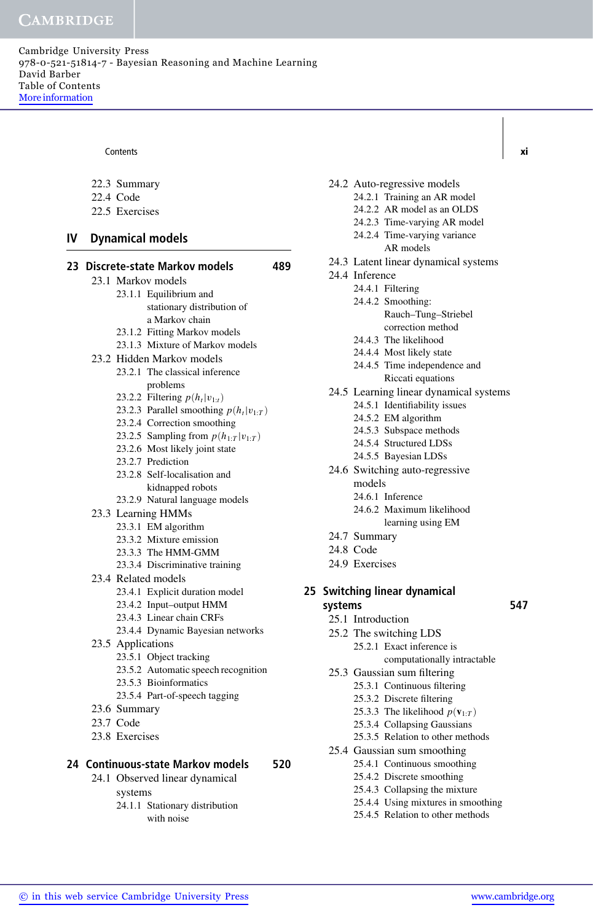22.3 Summary
22.4 Code
22.5 Exercises

# IV Dynamical models

## 23 Discrete-state Markov models 489

23.1 Markov models
- 23.1.1 Equilibrium and stationary distribution of a Markov chain
- 23.1.2 Fitting Markov models
- 23.1.3 Mixture of Markov models

23.2 Hidden Markov models
- 23.2.1 The classical inference problems
- 23.2.2 Filtering $p(h_t|v_{1:t})$
- 23.2.3 Parallel smoothing $p(h_t|v_{1:T})$
- 23.2.4 Correction smoothing
- 23.2.5 Sampling from $p(h_{1:T}|v_{1:T})$
- 23.2.6 Most likely joint state
- 23.2.7 Prediction
- 23.2.8 Self-localisation and kidnapped robots
- 23.2.9 Natural language models

23.3 Learning HMMs
- 23.3.1 EM algorithm
- 23.3.2 Mixture emission
- 23.3.3 The HMM-GMM
- 23.3.4 Discriminative training

23.4 Related models
- 23.4.1 Explicit duration model
- 23.4.2 Input–output HMM
- 23.4.3 Linear chain CRFs
- 23.4.4 Dynamic Bayesian networks

23.5 Applications
- 23.5.1 Object tracking
- 23.5.2 Automatic speech recognition
- 23.5.3 Bioinformatics
- 23.5.4 Part-of-speech tagging

23.6 Summary
23.7 Code
23.8 Exercises

## 24 Continuous-state Markov models 520

24.1 Observed linear dynamical systems
- 24.1.1 Stationary distribution with noise

24.2 Auto-regressive models
- 24.2.1 Training an AR model
- 24.2.2 AR model as an OLDS
- 24.2.3 Time-varying AR model
- 24.2.4 Time-varying variance AR models

24.3 Latent linear dynamical systems

24.4 Inference
- 24.4.1 Filtering
- 24.4.2 Smoothing: Rauch–Tung–Striebel correction method
- 24.4.3 The likelihood
- 24.4.4 Most likely state
- 24.4.5 Time independence and Riccati equations

24.5 Learning linear dynamical systems
- 24.5.1 Identifiability issues
- 24.5.2 EM algorithm
- 24.5.3 Subspace methods
- 24.5.4 Structured LDSs
- 24.5.5 Bayesian LDSs

24.6 Switching auto-regressive models
- 24.6.1 Inference
- 24.6.2 Maximum likelihood learning using EM

24.7 Summary
24.8 Code
24.9 Exercises

## 25 Switching linear dynamical systems 547

25.1 Introduction

25.2 The switching LDS
- 25.2.1 Exact inference is computationally intractable

25.3 Gaussian sum filtering
- 25.3.1 Continuous filtering
- 25.3.2 Discrete filtering
- 25.3.3 The likelihood $p(\mathbf{v}_{1:T})$
- 25.3.4 Collapsing Gaussians
- 25.3.5 Relation to other methods

25.4 Gaussian sum smoothing
- 25.4.1 Continuous smoothing
- 25.4.2 Discrete smoothing
- 25.4.3 Collapsing the mixture
- 25.4.4 Using mixtures in smoothing
- 25.4.5 Relation to other methods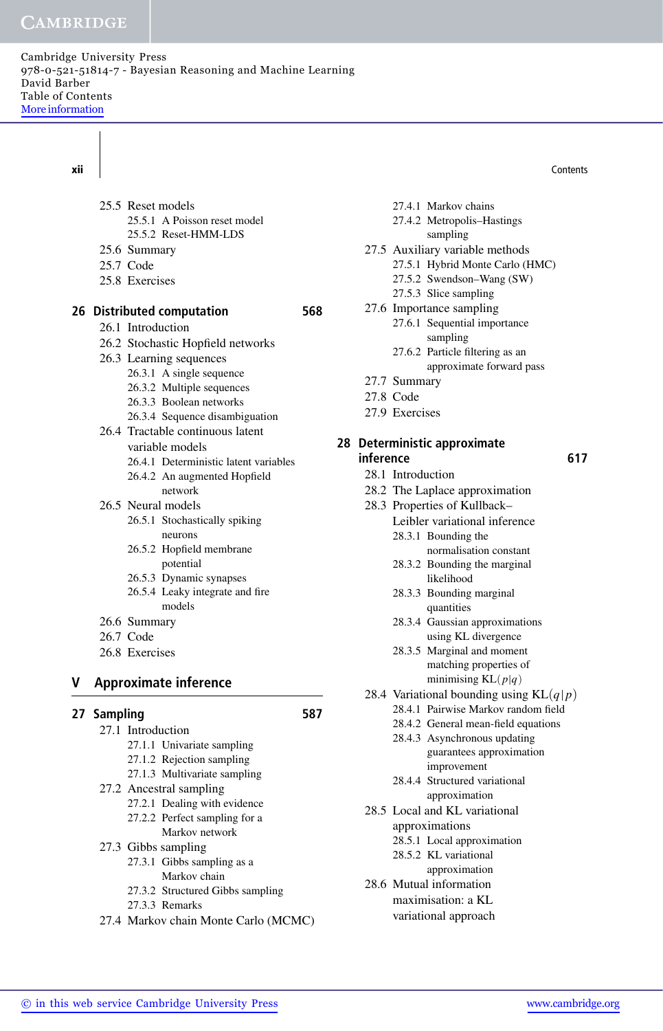25.5 Reset models
  25.5.1 A Poisson reset model
  25.5.2 Reset-HMM-LDS
25.6 Summary
25.7 Code
25.8 Exercises

## 26 Distributed computation 568

26.1 Introduction
26.2 Stochastic Hopfield networks
26.3 Learning sequences
  26.3.1 A single sequence
  26.3.2 Multiple sequences
  26.3.3 Boolean networks
  26.3.4 Sequence disambiguation
26.4 Tractable continuous latent variable models
  26.4.1 Deterministic latent variables
  26.4.2 An augmented Hopfield network
26.5 Neural models
  26.5.1 Stochastically spiking neurons
  26.5.2 Hopfield membrane potential
  26.5.3 Dynamic synapses
  26.5.4 Leaky integrate and fire models
26.6 Summary
26.7 Code
26.8 Exercises

# V Approximate inference

## 27 Sampling 587

27.1 Introduction
  27.1.1 Univariate sampling
  27.1.2 Rejection sampling
  27.1.3 Multivariate sampling
27.2 Ancestral sampling
  27.2.1 Dealing with evidence
  27.2.2 Perfect sampling for a Markov network
27.3 Gibbs sampling
  27.3.1 Gibbs sampling as a Markov chain
  27.3.2 Structured Gibbs sampling
  27.3.3 Remarks
27.4 Markov chain Monte Carlo (MCMC)
  27.4.1 Markov chains
  27.4.2 Metropolis–Hastings sampling
27.5 Auxiliary variable methods
  27.5.1 Hybrid Monte Carlo (HMC)
  27.5.2 Swendson–Wang (SW)
  27.5.3 Slice sampling
27.6 Importance sampling
  27.6.1 Sequential importance sampling
  27.6.2 Particle filtering as an approximate forward pass
27.7 Summary
27.8 Code
27.9 Exercises

## 28 Deterministic approximate inference 617

28.1 Introduction
28.2 The Laplace approximation
28.3 Properties of Kullback–Leibler variational inference
  28.3.1 Bounding the normalisation constant
  28.3.2 Bounding the marginal likelihood
  28.3.3 Bounding marginal quantities
  28.3.4 Gaussian approximations using KL divergence
  28.3.5 Marginal and moment matching properties of minimising $\mathrm{KL}(p|q)$
28.4 Variational bounding using $\mathrm{KL}(q|p)$
  28.4.1 Pairwise Markov random field
  28.4.2 General mean-field equations
  28.4.3 Asynchronous updating guarantees approximation improvement
  28.4.4 Structured variational approximation
28.5 Local and KL variational approximations
  28.5.1 Local approximation
  28.5.2 KL variational approximation
28.6 Mutual information maximisation: a KL variational approach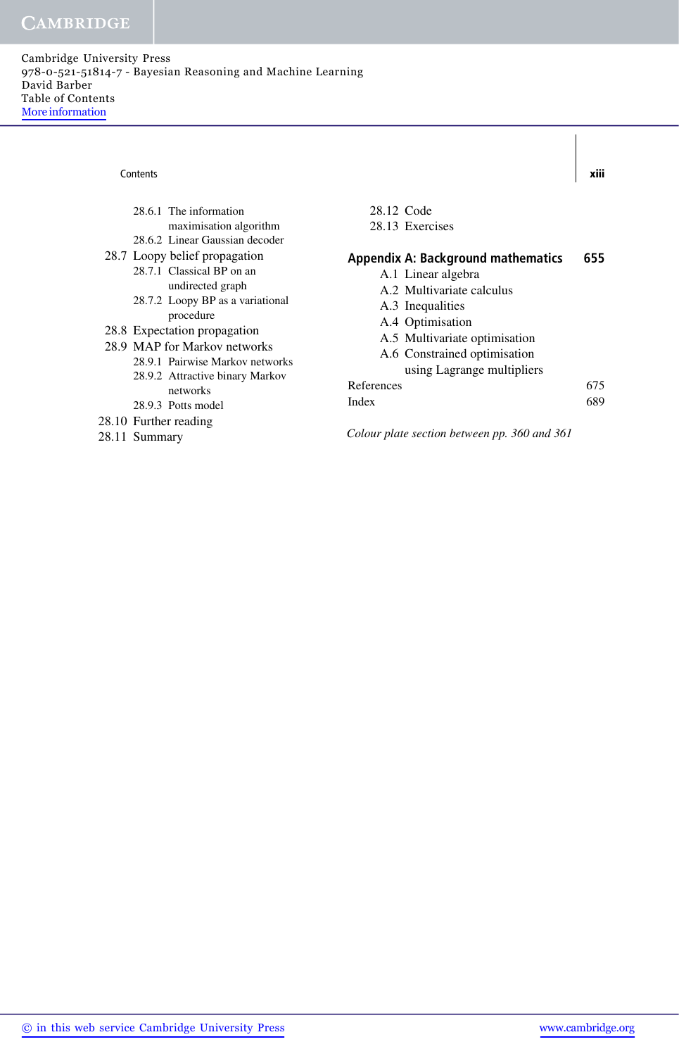Cambridge University Press
978-0-521-51814-7 - Bayesian Reasoning and Machine Learning
David Barber
Table of Contents
More information

28.6.1 The information maximisation algorithm
28.6.2 Linear Gaussian decoder

28.7 Loopy belief propagation
28.7.1 Classical BP on an undirected graph
28.7.2 Loopy BP as a variational procedure

28.8 Expectation propagation

28.9 MAP for Markov networks
28.9.1 Pairwise Markov networks
28.9.2 Attractive binary Markov networks
28.9.3 Potts model

28.10 Further reading

28.11 Summary

28.12 Code

28.13 Exercises

**Appendix A: Background mathematics** **655**

A.1 Linear algebra
A.2 Multivariate calculus
A.3 Inequalities
A.4 Optimisation
A.5 Multivariate optimisation
A.6 Constrained optimisation using Lagrange multipliers

References 675

Index 689

*Colour plate section between pp. 360 and 361*